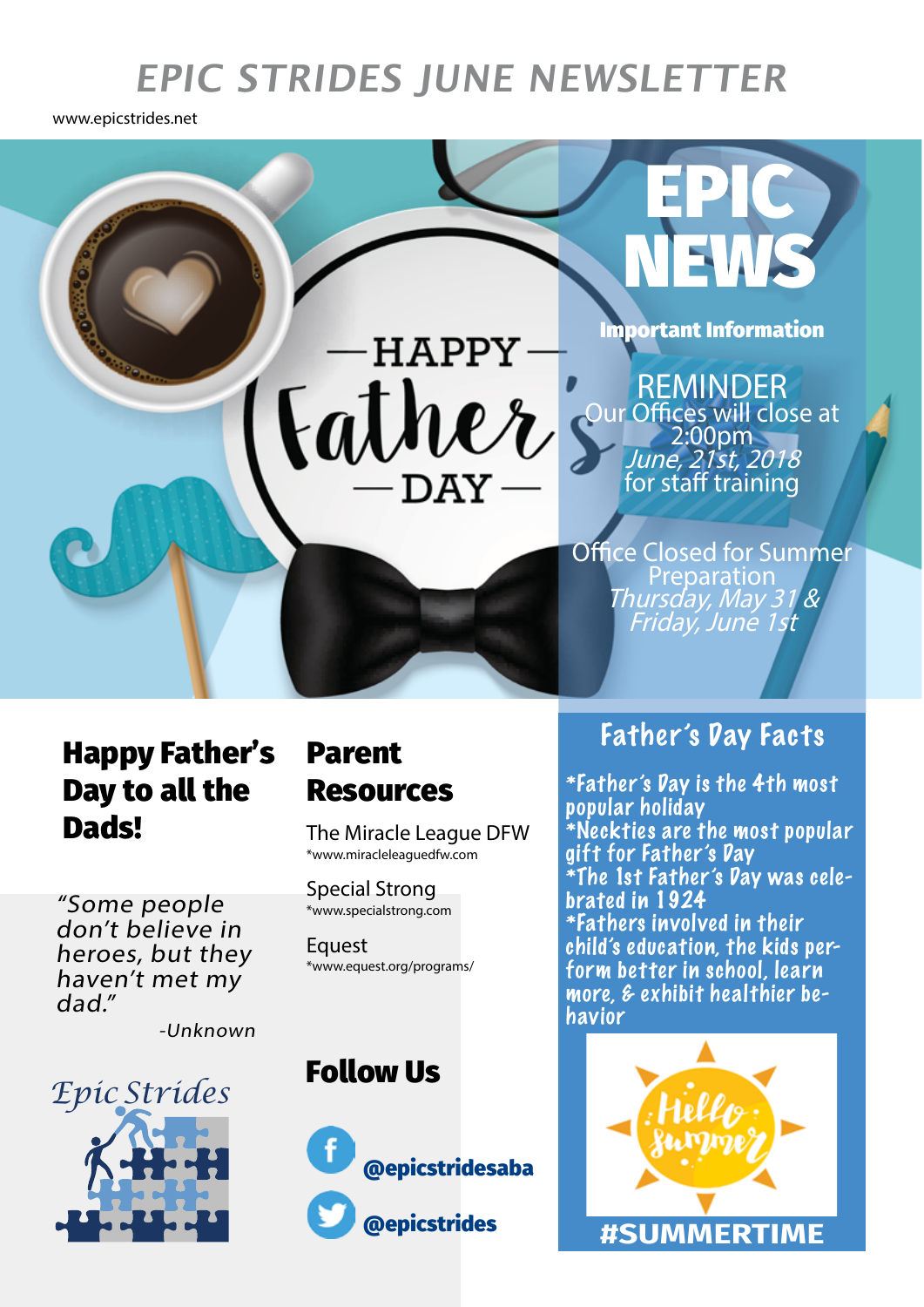# EPIC STRIDES JUNE NEWSLETTER

www.epicstrides.net

HAPPY Father's DAY

## EPIC NEWS

**Important Information**

REMINDER
Our Offices will close at 2:00pm
*June, 21st, 2018*
for staff training

Office Closed for Summer Preparation
*Thursday, May 31 & Friday, June 1st*

## Happy Father's Day to all the Dads!

*"Some people don't believe in heroes, but they haven't met my dad."*

*-Unknown*

Epic Strides

## Parent Resources

The Miracle League DFW
*www.miracleleaguedfw.com

Special Strong
*www.specialstrong.com

Equest
*www.equest.org/programs/

## Follow Us

@epicstridesaba

@epicstrides

## Father's Day Facts

*Father's Day is the 4th most popular holiday
*Neckties are the most popular gift for Father's Day
*The 1st Father's Day was celebrated in 1924
*Fathers involved in their child's education, the kids perform better in school, learn more, & exhibit healthier behavior

Hello Summer

#SUMMERTIME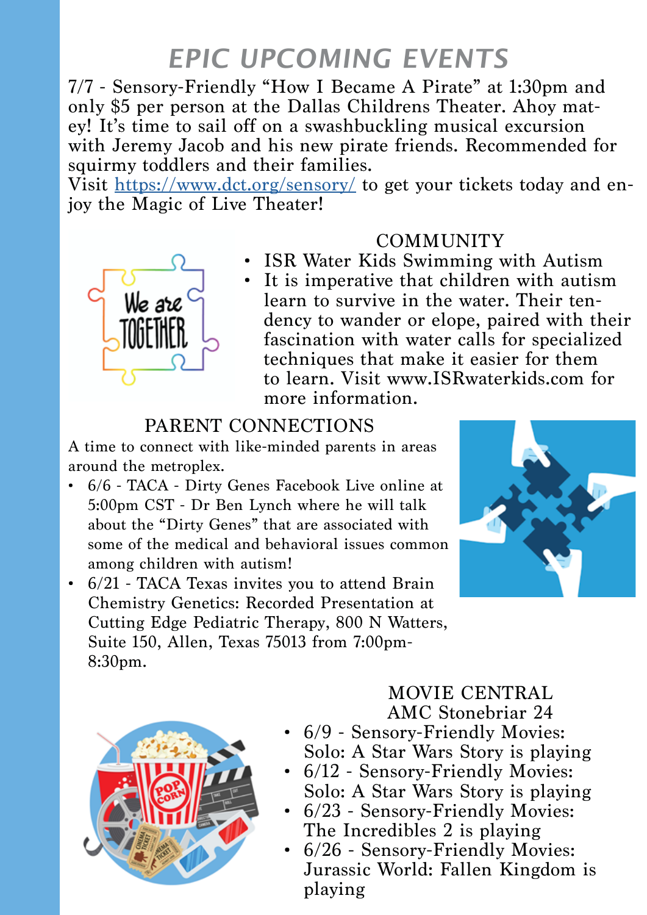# EPIC UPCOMING EVENTS

7/7 - Sensory-Friendly "How I Became A Pirate" at 1:30pm and only $5 per person at the Dallas Childrens Theater. Ahoy matey! It's time to sail off on a swashbuckling musical excursion with Jeremy Jacob and his new pirate friends. Recommended for squirmy toddlers and their families.
Visit [https://www.dct.org/sensory/](https://www.dct.org/sensory/) to get your tickets today and enjoy the Magic of Live Theater!

## COMMUNITY

- ISR Water Kids Swimming with Autism
- It is imperative that children with autism learn to survive in the water. Their tendency to wander or elope, paired with their fascination with water calls for specialized techniques that make it easier for them to learn. Visit www.ISRwaterkids.com for more information.

## PARENT CONNECTIONS

A time to connect with like-minded parents in areas around the metroplex.

- 6/6 - TACA - Dirty Genes Facebook Live online at 5:00pm CST - Dr Ben Lynch where he will talk about the "Dirty Genes" that are associated with some of the medical and behavioral issues common among children with autism!
- 6/21 - TACA Texas invites you to attend Brain Chemistry Genetics: Recorded Presentation at Cutting Edge Pediatric Therapy, 800 N Watters, Suite 150, Allen, Texas 75013 from 7:00pm-8:30pm.

## MOVIE CENTRAL

AMC Stonebriar 24

- 6/9 - Sensory-Friendly Movies: Solo: A Star Wars Story is playing
- 6/12 - Sensory-Friendly Movies: Solo: A Star Wars Story is playing
- 6/23 - Sensory-Friendly Movies: The Incredibles 2 is playing
- 6/26 - Sensory-Friendly Movies: Jurassic World: Fallen Kingdom is playing